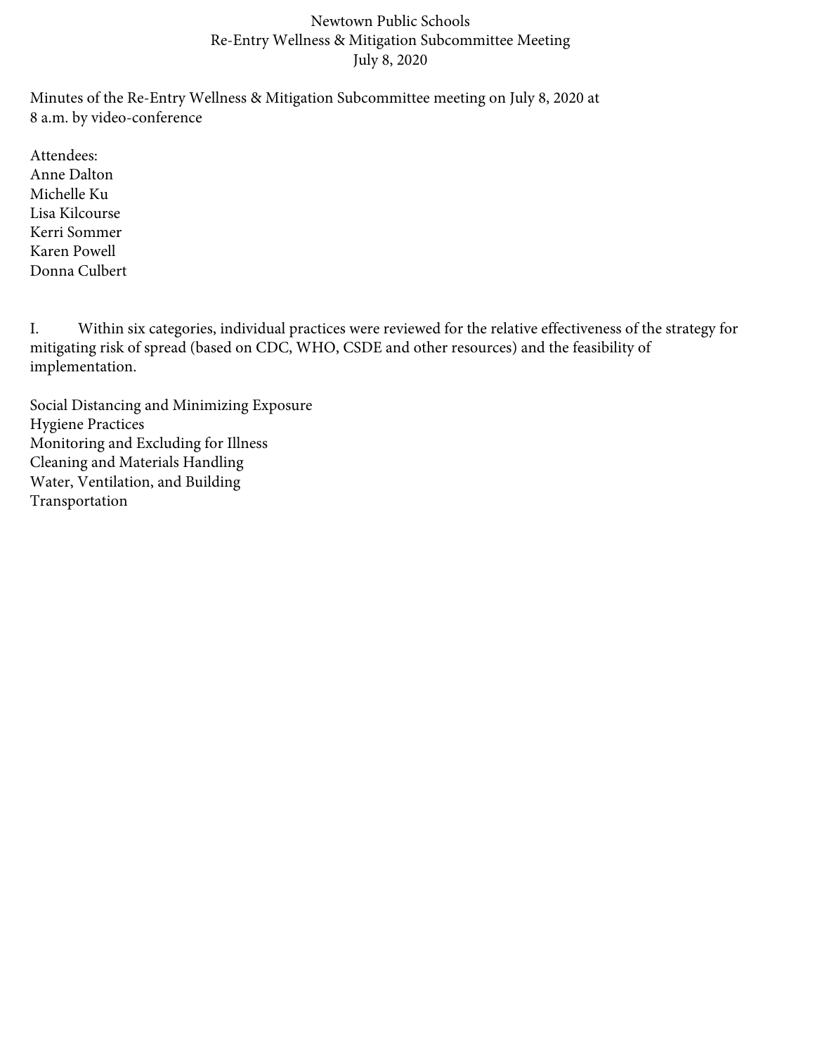# Newtown Public Schools
## Re-Entry Wellness & Mitigation Subcommittee Meeting
### July 8, 2020

Minutes of the Re-Entry Wellness & Mitigation Subcommittee meeting on July 8, 2020 at 8 a.m. by video-conference

Attendees:
Anne Dalton
Michelle Ku
Lisa Kilcourse
Kerri Sommer
Karen Powell
Donna Culbert

I. Within six categories, individual practices were reviewed for the relative effectiveness of the strategy for mitigating risk of spread (based on CDC, WHO, CSDE and other resources) and the feasibility of implementation.

Social Distancing and Minimizing Exposure
Hygiene Practices
Monitoring and Excluding for Illness
Cleaning and Materials Handling
Water, Ventilation, and Building
Transportation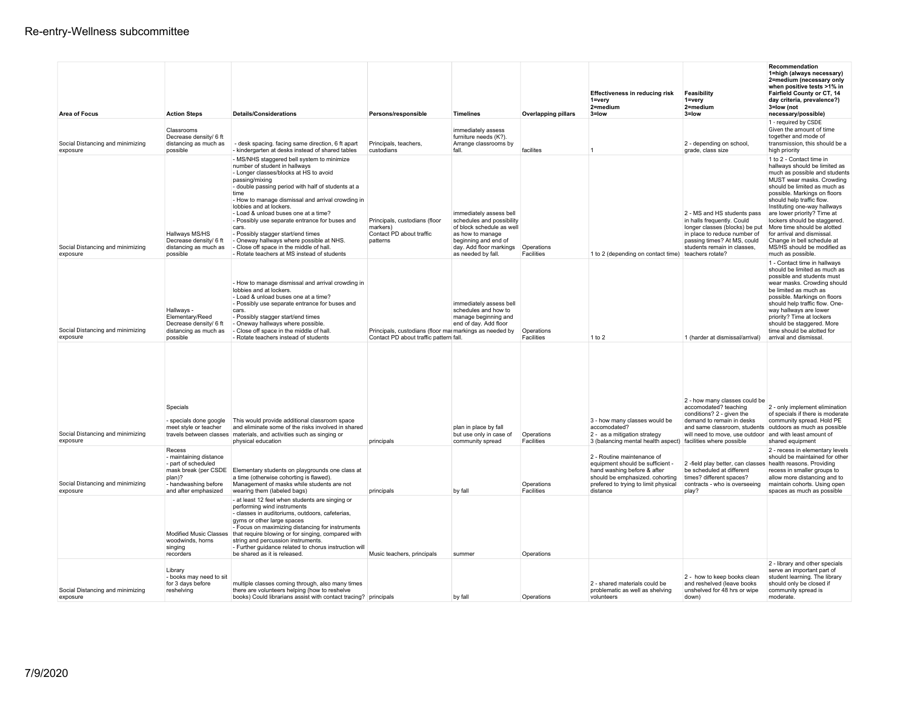# Re-entry-Wellness subcommittee

| Area of Focus | Action Steps | Details/Considerations | Persons/responsible | Timelines | Overlapping pillars | Effectiveness in reducing risk 1=very 2=medium 3=low | Feasibility 1=very 2=medium 3=low | Recommendation 1=high (always necessary) 2=medium (necessary only when positive tests >1% in Fairfield County or CT, 14 day criteria, prevalence?) 3=low (not necessary/possible) |
|---|---|---|---|---|---|---|---|---|
| Social Distancing and minimizing exposure | Classrooms Decrease density/ 6 ft distancing as much as possible | - desk spacing. facing same direction, 6 ft apart - kindergarten at desks instead of shared tables | Principals, teachers, custodians | immediately assess furniture needs (K?). Arrange classrooms by fall. | facilites | 1 | 2 - depending on school, grade, class size | 1 - required by CSDE Given the amount of time together and mode of transmission, this should be a high priority |
| Social Distancing and minimizing exposure | Hallways MS/HS Decrease density/ 6 ft distancing as much as possible | - MS/NHS staggered bell system to minimize number of student in hallways - Longer classes/blocks at HS to avoid passing/mixing - double passing period with half of students at a time - How to manage dismissal and arrival crowding in lobbies and at lockers. - Load & unload buses one at a time? - Possibly use separate entrance for buses and cars. - Possibly stagger start/end times - Oneway hallways where possible at NHS. - Close off space in the middle of hall. - Rotate teachers at MS instead of students | Principals, custodians (floor markers) Contact PD about traffic patterns | immediately assess bell schedules and possibility of block schedule as well as how to manage beginning and end of day. Add floor markings as needed by fall. | Operations Facilities | 1 to 2 (depending on contact time) | 2 - MS and HS students pass in halls frequently. Could longer classes (blocks) be put in place to reduce number of passing times? At MS, could students remain in classes, teachers rotate? | 1 to 2 - Contact time in hallways should be limited as much as possible and students MUST wear masks. Crowding should be limited as much as possible. Markings on floors should help traffic flow. Instituting one-way hallways are lower priority? Time at lockers should be staggered. More time should be allotted for arrival and dismissal. Change in bell schedule at MS/HS should be modified as much as possible. |
| Social Distancing and minimizing exposure | Hallways - Elementary/Reed Decrease density/ 6 ft distancing as much as possible | - How to manage dismissal and arrival crowding in lobbies and at lockers. - Load & unload buses one at a time? - Possibly use separate entrance for buses and cars. - Possibly stagger start/end times - Oneway hallways where possible. - Close off space in the middle of hall. - Rotate teachers instead of students | Principals, custodians (floor markers) Contact PD about traffic patterns | immediately assess bell schedules and how to manage beginning and end of day. Add floor markings as needed by fall. | Operations Facilities | 1 to 2 | 1 (harder at dismissal/arrival) | 1 - Contact time in hallways should be limited as much as possible and students must wear masks. Crowding should be limited as much as possible. Markings on floors should help traffic flow. One-way hallways are lower priority? Time at lockers should be staggered. More time should be alotted for arrival and dismissal. |
| Social Distancing and minimizing exposure | Specials - specials done google meet style or teacher travels between classes | This would provide additional classroom space and eliminate some of the risks involved in shared materials, and activities such as singing or physical education | principals | plan in place by fall but use only in case of community spread | Operations Facilities | 3 - how many classes would be accomodated? 2 - as a mitigation strategy 3 (balancing mental health aspect) | 2 - how many classes could be accomodated? teaching conditions? 2 - given the demand to remain in desks and same classroom, students will need to move, use outdoor facilities where possible | 2 - only implement elimination of specials if there is moderate community spread. Hold PE outdoors as much as possible and with least amount of shared equipment |
| Social Distancing and minimizing exposure | Recess - maintaining distance - part of scheduled mask break (per CSDE plan)? - handwashing before and after emphasized | Elementary students on playgrounds one class at a time (otherwise cohorting is flawed). Management of masks while students are not wearing them (labeled bags) | principals | by fall | Operations Facilities | 2 - Routine maintenance of equipment should be sufficient - hand washing before & after should be emphasized. cohorting prefered to trying to limit physical distance | 2 -field play better, can classes be scheduled at different times? different spaces? contracts - who is overseeing play? | 2 - recess in elementary levels should be maintained for other health reasons. Providing recess in smaller groups to allow more distancing and to maintain cohorts. Using open spaces as much as possible |
| | Modified Music Classes woodwinds, horns singing recorders | - at least 12 feet when students are singing or performing wind instruments - classes in auditoriums, outdoors, cafeterias, gyms or other large spaces - Focus on maximizing distancing for instruments that require blowing or for singing, compared with string and percussion instruments. - Further guidance related to chorus instruction will be shared as it is released. | Music teachers, principals | summer | Operations | | | |
| Social Distancing and minimizing exposure | Library - books may need to sit for 3 days before resheling | multiple classes coming through, also many times there are volunteers helping (how to reshelve books) Could librarians assist with contact tracing? | principals | by fall | Operations | 2 - shared materials could be problematic as well as shelving volunteers | 2 - how to keep books clean and reshelved (leave books unshelved for 48 hrs or wipe down) | 2 - library and other specials serve an important part of student learning. The library should only be closed if community spread is moderate. |

7/9/2020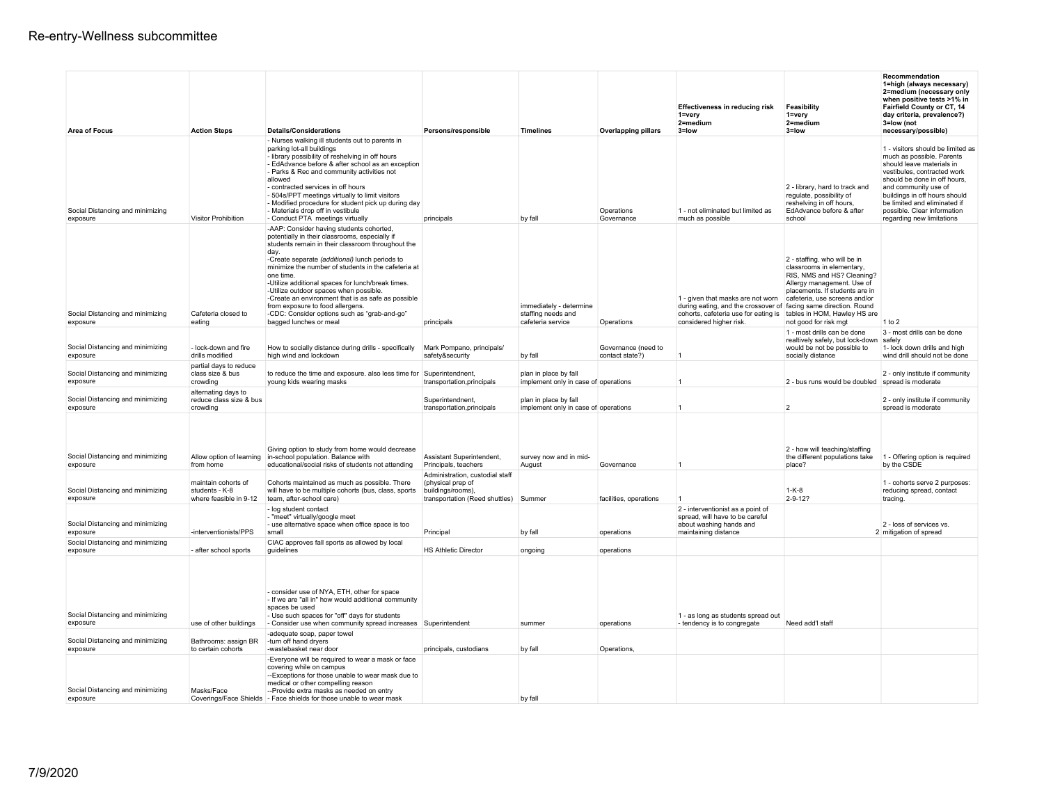# Re-entry-Wellness subcommittee

| Area of Focus | Action Steps | Details/Considerations | Persons/responsible | Timelines | Overlapping pillars | Effectiveness in reducing risk 1=very 2=medium 3=low | Feasibility 1=very 2=medium 3=low | Recommendation 1=high (always necessary) 2=medium (necessary only when positive tests >1% in Fairfield County or CT, 14 day criteria, prevalence?) 3=low (not necessary/possible) |
|---|---|---|---|---|---|---|---|---|
| Social Distancing and minimizing exposure | Visitor Prohibition | - Nurses walking ill students out to parents in parking lot-all buildings<br>- library possibility of reshelving in off hours<br>- EdAdvance before & after school as an exception<br>- Parks & Rec and community activities not allowed<br>- contracted services in off hours<br>- 504s/PPT meetings virtually to limit visitors<br>- Modified procedure for student pick up during day<br>- Materials drop off in vestibule<br>- Conduct PTA meetings virtually | principals | by fall | Operations Governance | 1 - not eliminated but limited as much as possible | 2 - library, hard to track and regulate, possibility of reshelving in off hours, EdAdvance before & after school | 1 - visitors should be limited as much as possible. Parents should leave materials in vestibules, contracted work should be done in off hours, and community use of buildings in off hours should be limited and eliminated if possible. Clear information regarding new limitations |
| Social Distancing and minimizing exposure | Cafeteria closed to eating | -AAP: Consider having students cohorted, potentially in their classrooms, especially if students remain in their classroom throughout the day.<br>-Create separate *(additional)* lunch periods to minimize the number of students in the cafeteria at one time.<br>-Utilize additional spaces for lunch/break times.<br>-Utilize outdoor spaces when possible.<br>-Create an environment that is as safe as possible from exposure to food allergens.<br>-CDC: Consider options such as "grab-and-go" bagged lunches or meal | principals | immediately - determine staffing needs and cafeteria service | Operations | 1 - given that masks are not worn during eating, and the crossover of cohorts, cafeteria use for eating is considered higher risk. | 2 - staffing. who will be in classrooms in elementary, RIS, NMS and HS? Cleaning? Allergy management. Use of placements. If students are in cafeteria, use screens and/or facing same direction. Round tables in HOM, Hawley HS are not good for risk mgt | 1 to 2 |
| Social Distancing and minimizing exposure | - lock-down and fire drills modified | How to socially distance during drills - specifically high wind and lockdown | Mark Pompano, principals/ safety&security | by fall | Governance (need to contact state?) | 1 | 1 - most drills can be done realtively safely, but lock-down would be not be possible to socially distance | 3 - most drills can be done safely<br>1- lock down drills and high wind drill should not be done |
| Social Distancing and minimizing exposure | partial days to reduce class size & bus crowding | to reduce the time and exposure. also less time for young kids wearing masks | Superintendnent, transportation,principals | plan in place by fall implement only in case of | operations | 1 | 2 - bus runs would be doubled | 2 - only institute if community spread is moderate |
| Social Distancing and minimizing exposure | alternating days to reduce class size & bus crowding | | Superintendnent, transportation,principals | plan in place by fall implement only in case of | operations | 1 | 2 | 2 - only institute if community spread is moderate |
| Social Distancing and minimizing exposure | Allow option of learning from home | Giving option to study from home would decrease in-school population. Balance with educational/social risks of students not attending | Assistant Superintendent, Principals, teachers | survey now and in mid-August | Governance | 1 | 2 - how will teaching/staffing the different populations take place? | 1 - Offering option is required by the CSDE |
| Social Distancing and minimizing exposure | maintain cohorts of students - K-8 where feasible in 9-12 | Cohorts maintained as much as possible. There will have to be multiple cohorts (bus, class, sports team, after-school care) | Administration, custodial staff (physical prep of buildings/rooms), transportation (Reed shuttles) | Summer | facilities, operations | 1 | 1-K-8<br>2-9-12? | 1 - cohorts serve 2 purposes: reducing spread, contact tracing. |
| Social Distancing and minimizing exposure | -interventionists/PPS | - log student contact<br>- "meet" virtually/google meet<br>- use alternative space when office space is too small | Principal | by fall | operations | 2 - interventionist as a point of spread, will have to be careful about washing hands and maintaining distance | 2 | 2 - loss of services vs. mitigation of spread |
| Social Distancing and minimizing exposure | - after school sports | CIAC approves fall sports as allowed by local guidelines | HS Athletic Director | ongoing | operations | | | |
| Social Distancing and minimizing exposure | use of other buildings | - consider use of NYA, ETH, other for space<br>- If we are "all in" how would additional community spaces be used<br>- Use such spaces for "off" days for students<br>- Consider use when community spread increases | Superintendent | summer | operations | 1 - as long as students spread out - tendency is to congregate | Need add'l staff | |
| Social Distancing and minimizing exposure | Bathrooms: assign BR to certain cohorts | -adequate soap, paper towel<br>-turn off hand dryers<br>-wastebasket near door | principals, custodians | by fall | Operations, | | | |
| Social Distancing and minimizing exposure | Masks/Face Coverings/Face Shields | -Everyone will be required to wear a mask or face covering while on campus<br>--Exceptions for those unable to wear mask due to medical or other compelling reason<br>--Provide extra masks as needed on entry<br>- Face shields for those unable to wear mask | | by fall | | | | |

7/9/2020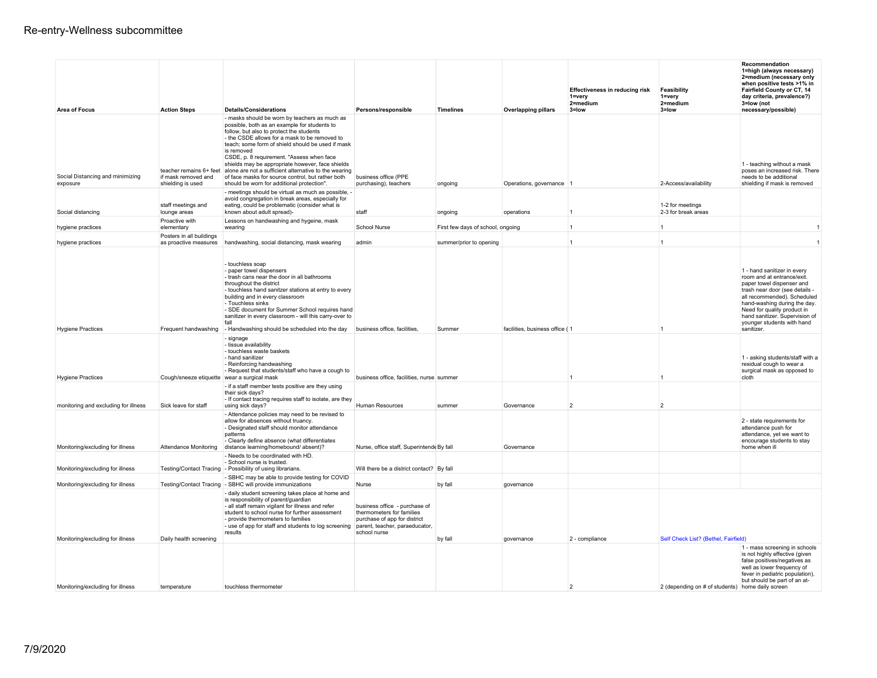# Re-entry-Wellness subcommittee

| Area of Focus | Action Steps | Details/Considerations | Persons/responsible | Timelines | Overlapping pillars | Effectiveness in reducing risk 1=very 2=medium 3=low | Feasibility 1=very 2=medium 3=low | Recommendation 1=high (always necessary) 2=medium (necessary only when positive tests >1% in Fairfield County or CT, 14 day criteria, prevalence?) 3=low (not necessary/possible) |
|---|---|---|---|---|---|---|---|---|
| Social Distancing and minimizing exposure | teacher remains 6+ feet if mask removed and shielding is used | - masks should be worn by teachers as much as possible, both as an example for students to follow, but also to protect the students<br>- the CSDE allows for a mask to be removed to teach; some form of shield should be used if mask is removed<br>CSDE, p. 8 requirement. "Assess when face shields may be appropriate however, face shields alone are not a sufficient alternative to the wearing of face masks for source control, but rather both should be worn for additional protection". | business office (PPE purchasing), teachers | ongoing | Operations, governance | 1 | 2-Access/availability | 1 - teaching without a mask poses an increased risk. There needs to be additional shielding if mask is removed |
| Social distancing | staff meetings and lounge areas | - meetings should be virtual as much as possible, - avoid congregation in break areas, especially for eating, could be problematic (consider what is known about adult spread)- | staff | ongoing | operations | 1 | 1-2 for meetings<br>2-3 for break areas | |
| hygiene practices | Proactive with elementary | Lessons on handwashing and hygeine, mask wearing | School Nurse | First few days of school, ongoing | | 1 | 1 | 1 |
| hygiene practices | Posters in all buildings as proactive measures | handwashing, social distancing, mask wearing | admin | summer/prior to opening | | 1 | 1 | 1 |
| Hygiene Practices | Frequent handwashing | - touchless soap<br>- paper towel dispensers<br>- trash cans near the door in all bathrooms throughout the district<br>- touchless hand sanitzer stations at entry to every building and in every classroom<br>- Touchless sinks<br>- SDE document for Summer School requires hand sanitizer in every classroom - will this carry-over to fall<br>- Handwashing should be scheduled into the day | business office, facilities, | Summer | facilities, business office ( | 1 | 1 | 1 - hand sanitizer in every room and at entrance/exit. paper towel dispenser and trash near door (see details - all recommended). Scheduled hand-washing during the day. Need for quality product in hand sanitizer. Supervision of younger students with hand sanitizer. |
| Hygiene Practices | Cough/sneeze etiquette | - signage<br>- tissue availability<br>- touchless waste baskets<br>- hand sanitizer<br>- Reinforcing handwashing<br>- Request that students/staff who have a cough to wear a surgical mask | business office, facilities, nurse | summer | | 1 | 1 | 1 - asking students/staff with a residual cough to wear a surgical mask as opposed to cloth |
| monitoring and excluding for illness | Sick leave for staff | - if a staff member tests positive are they using their sick days?<br>- If contact tracing requires staff to isolate, are they using sick days? | Human Resources | summer | Governance | 2 | 2 | |
| Monitoring/excluding for illness | Attendance Monitoring | - Attendance policies may need to be revised to allow for absences without truancy.<br>- Designated staff should monitor attendance patterns<br>- Clearly define absence (what differentiates distance learning/homebound/ absent)? | Nurse, office staff, Superintende | By fall | Governance | | | 2 - state requirements for attendance push for attendance, yet we want to encourage students to stay home when ill |
| Monitoring/excluding for illness | Testing/Contact Tracing | - Needs to be coordinated with HD.<br>- School nurse is trusted.<br>- Possibility of using librarians. | Will there be a district contact? | By fall | | | | |
| Monitoring/excluding for illness | Testing/Contact Tracing | - SBHC may be able to provide testing for COVID<br>- SBHC will provide immunizations | Nurse | by fall | governance | | | |
| Monitoring/excluding for illness | Daily health screening | - daily student screening takes place at home and is responsibility of parent/guardian<br>- all staff remain vigilant for illness and refer student to school nurse for further assessment<br>- provide thermometers to families<br>- use of app for staff and students to log screening results | business office - purchase of thermometers for families purchase of app for district parent, teacher, paraeducator, school nurse | by fall | governance | 2 - compliance | Self Check List? (Bethel, Fairfield) | |
| Monitoring/excluding for illness | temperature | touchless thermometer | | | | 2 | 2 (depending on # of students) | 1 - mass screening in schools is not highly effective (given false positives/negatives as well as lower frequency of fever in pediatric population), but should be part of an at-home daily screen |

7/9/2020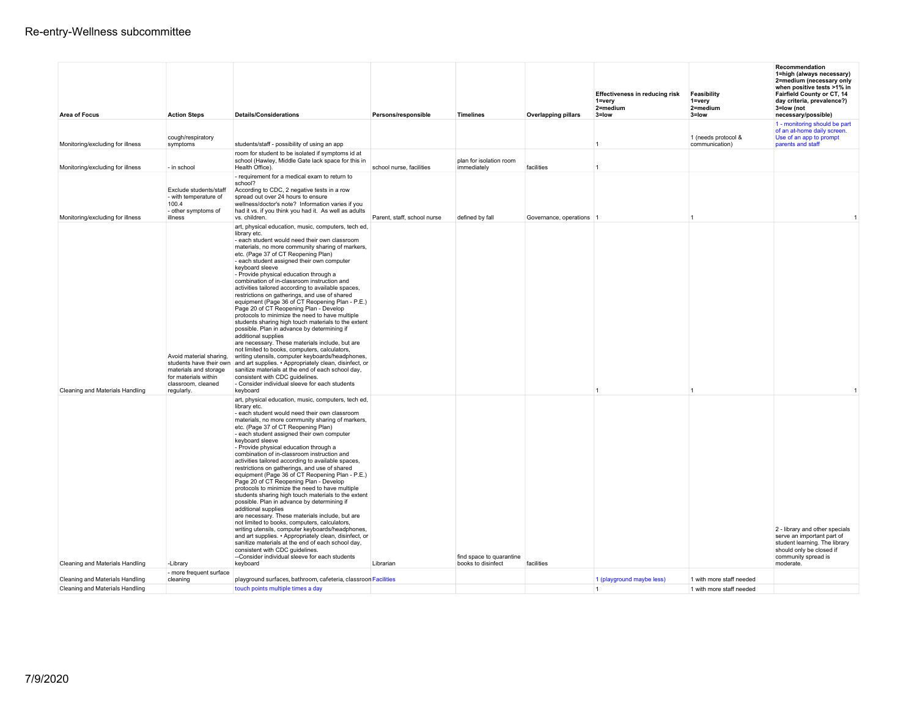# Re-entry-Wellness subcommittee

| Area of Focus | Action Steps | Details/Considerations | Persons/responsible | Timelines | Overlapping pillars | Effectiveness in reducing risk 1=very 2=medium 3=low | Feasibility 1=very 2=medium 3=low | Recommendation 1=high (always necessary) 2=medium (necessary only when positive tests >1% in Fairfield County or CT, 14 day criteria, prevalence?) 3=low (not necessary/possible) |
|---|---|---|---|---|---|---|---|---|
| Monitoring/excluding for illness | cough/respiratory symptoms | students/staff - possibility of using an app | | | | 1 | 1 (needs protocol & communication) | 1 - monitoring should be part of an at-home daily screen. Use of an app to prompt parents and staff |
| Monitoring/excluding for illness | - in school | room for student to be isolated if symptoms id at school (Hawley, Middle Gate lack space for this in Health Office). | school nurse, facilities | plan for isolation room immediately | facilities | 1 | | |
| Monitoring/excluding for illness | Exclude students/staff - with temperature of 100.4 - other symptoms of illness | - requirement for a medical exam to return to school? According to CDC, 2 negative tests in a row spread out over 24 hours to ensure wellness/doctor's note? Information varies if you had it vs. if you think you had it. As well as adults vs. children. | Parent, staff, school nurse | defined by fall | Governance, operations | 1 | 1 | 1 |
| Cleaning and Materials Handling | Avoid material sharing, students have their own materials and storage for materials within classroom, cleaned regularly. | art, physical education, music, computers, tech ed, library etc. - each student would need their own classroom materials, no more community sharing of markers, etc. (Page 37 of CT Reopening Plan) - each student assigned their own computer keyboard sleeve - Provide physical education through a combination of in-classroom instruction and activities tailored according to available spaces, restrictions on gatherings, and use of shared equipment (Page 36 of CT Reopening Plan - P.E.) Page 20 of CT Reopening Plan - Develop protocols to minimize the need to have multiple students sharing high touch materials to the extent possible. Plan in advance by determining if additional supplies are necessary. These materials include, but are not limited to books, computers, calculators, writing utensils, computer keyboards/headphones, and art supplies. • Appropriately clean, disinfect, or sanitize materials at the end of each school day, consistent with CDC guidelines. - Consider individual sleeve for each students keyboard | | | | 1 | 1 | 1 |
| Cleaning and Materials Handling | -Library | art, physical education, music, computers, tech ed, library etc. - each student would need their own classroom materials, no more community sharing of markers, etc. (Page 37 of CT Reopening Plan) - each student assigned their own computer keyboard sleeve - Provide physical education through a combination of in-classroom instruction and activities tailored according to available spaces, restrictions on gatherings, and use of shared equipment (Page 36 of CT Reopening Plan - P.E.) Page 20 of CT Reopening Plan - Develop protocols to minimize the need to have multiple students sharing high touch materials to the extent possible. Plan in advance by determining if additional supplies are necessary. These materials include, but are not limited to books, computers, calculators, writing utensils, computer keyboards/headphones, and art supplies. • Appropriately clean, disinfect, or sanitize materials at the end of each school day, consistent with CDC guidelines. --Consider individual sleeve for each students keyboard | Librarian | find space to quarantine books to disinfect | facilities | | | 2 - library and other specials serve an important part of student learning. The library should only be closed if community spread is moderate. |
| Cleaning and Materials Handling | - more frequent surface cleaning | playground surfaces, bathroom, cafeteria, classroom | Facilities | | | 1 (playground maybe less) | 1 with more staff needed | |
| Cleaning and Materials Handling | | touch points multiple times a day | | | | 1 | 1 with more staff needed | |

7/9/2020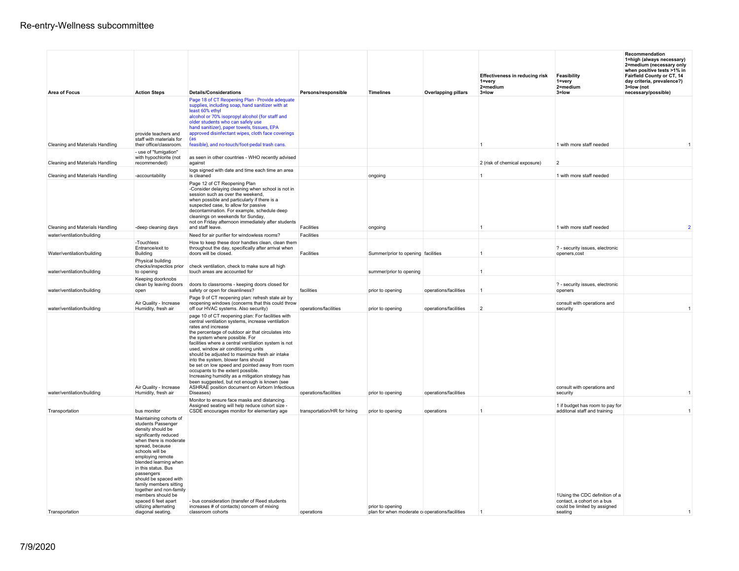# Re-entry-Wellness subcommittee

| Area of Focus | Action Steps | Details/Considerations | Persons/responsible | Timelines | Overlapping pillars | Effectiveness in reducing risk 1=very 2=medium 3=low | Feasibility 1=very 2=medium 3=low | Recommendation 1=high (always necessary) 2=medium (necessary only when positive tests >1% in Fairfield County or CT, 14 day criteria, prevalence?) 3=low (not necessary/possible) |
|---|---|---|---|---|---|---|---|---|
| Cleaning and Materials Handling | provide teachers and staff with materials for their office/classroom. | Page 18 of CT Reopening Plan - Provide adequate supplies, including soap, hand sanitizer with at least 60% ethyl alcohol or 70% isopropyl alcohol (for staff and older students who can safely use hand sanitizer), paper towels, tissues, EPA approved disinfectant wipes, cloth face coverings (as feasible), and no-touch/foot-pedal trash cans. | | | | 1 | 1 with more staff needed | 1 |
| Cleaning and Materials Handling | - use of "fumigation" with hypochlorite (not recommended) | as seen in other countries - WHO recently advised against | | | | 2 (risk of chemical exposure) | 2 | |
| Cleaning and Materials Handling | -accountability | logs signed with date and time each time an area is cleaned | | ongoing | | 1 | 1 with more staff needed | |
| Cleaning and Materials Handling | -deep cleaning days | Page 12 of CT Reopening Plan -Consider delaying cleaning when school is not in session such as over the weekend, when possible and particularly if there is a suspected case, to allow for passive decontamination. For example, schedule deep cleanings on weekends for Sunday, not on Friday afternoon immediately after students and staff leave. | Facilities | ongoing | | 1 | 1 with more staff needed | 2 |
| water/ventilation/building | | Need for air purifier for windowless rooms? | Facilities | | | | | |
| Water/ventilation/building | -Touchless Entrance/exit to Building | How to keep these door handles clean, clean them throughout the day, specifically after arrival when doors will be closed. | Facilities | Summer/prior to opening | facilities | 1 | ? - security issues, electronic openers,cost | |
| water/ventilation/building | Physical building checks/inspectios prior to opening | check ventilation, check to make sure all high touch areas are accounted for | | summer/prior to opening | | 1 | | |
| water/ventilation/building | Keeping doorknobs clean by leaving doors open | doors to classrooms - keeping doors closed for safety or open for cleanliness? | facilities | prior to opening | operations/facilities | 1 | ? - security issues, electronic openers | |
| water/ventilation/building | Air Quality - Increase Humidity, fresh air | Page 9 of CT reopening plan: refresh stale air by reopening windows (concerns that this could throw off our HVAC systems. Also security) | operations/facilities | prior to opening | operations/facilities | 2 | consult with operations and security | 1 |
| water/ventilation/building | Air Quality - Increase Humidity, fresh air | page 10 of CT reopening plan: For facilities with central ventilation systems, increase ventilation rates and increase the percentage of outdoor air that circulates into the system where possible. For facilities where a central ventilation system is not used, window air conditioning units should be adjusted to maximize fresh air intake into the system, blower fans should be set on low speed and pointed away from room occupants to the extent possible. Increasing humidity as a mitigation strategy has been suggested, but not enough is known (see ASHRAE position document on Airborn Infectious Diseases) | operations/facilities | prior to opening | operations/facilities | | consult with operations and security | 1 |
| Transportation | bus monitor | Monitor to ensure face masks and distancing. Assigned seating will help reduce cohort size - CSDE encourages monitor for elementary age | transportation/HR for hiring | prior to opening | operations | 1 | 1 if budget has room to pay for additonal staff and training | 1 |
| Transportation | Maintaining cohorts of students Passenger density should be significantly reduced when there is moderate spread, because schools will be employing remote blended learning when in this status. Bus passengers should be spaced with family members sitting together and non-family members should be spaced 6 feet apart utilizing alternating diagonal seating. | - bus consideration (transfer of Reed students increases # of contacts) concern of mixing classroom cohorts | operations | prior to opening plan for when moderate c | operations/facilities | 1 | 1Using the CDC definition of a contact, a cohort on a bus could be limited by assigned seating | 1 |

7/9/2020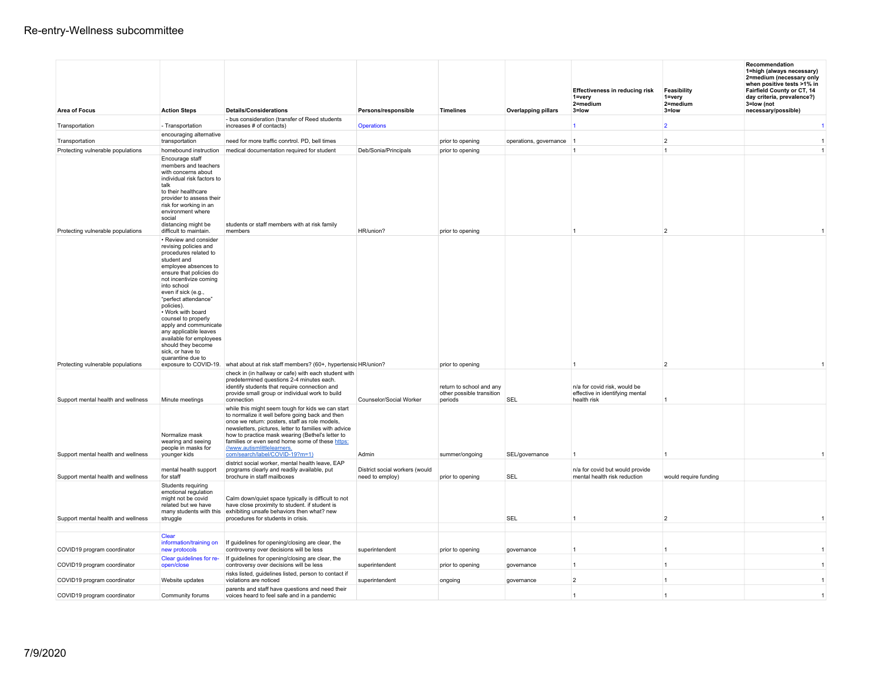# Re-entry-Wellness subcommittee

| Area of Focus | Action Steps | Details/Considerations | Persons/responsible | Timelines | Overlapping pillars | Effectiveness in reducing risk 1=very 2=medium 3=low | Feasibility 1=very 2=medium 3=low | Recommendation 1=high (always necessary) 2=medium (necessary only when positive tests >1% in Fairfield County or CT, 14 day criteria, prevalence?) 3=low (not necessary/possible) |
|---|---|---|---|---|---|---|---|---|
| Transportation | - Transportation | - bus consideration (transfer of Reed students increases # of contacts) | Operations | | | 1 | 2 | 1 |
| Transportation | encouraging alternative transportation | need for more traffic conrtrol. PD, bell times | | prior to opening | operations, governance | 1 | 2 | 1 |
| Protecting vulnerable populations | homebound instruction | medical documentation required for student | Deb/Sonia/Principals | prior to opening | | 1 | 1 | 1 |
| Protecting vulnerable populations | Encourage staff members and teachers with concerns about individual risk factors to talk to their healthcare provider to assess their risk for working in an environment where social distancing might be difficult to maintain. | students or staff members with at risk family members | HR/union? | prior to opening | | 1 | 2 | 1 |
| Protecting vulnerable populations | • Review and consider revising policies and procedures related to student and employee absences to ensure that policies do not incentivize coming into school even if sick (e.g., "perfect attendance" policies). • Work with board counsel to properly apply and communicate any applicable leaves available for employees should they become sick, or have to quarantine due to exposure to COVID-19. | what about at risk staff members? (60+, hypertensio | HR/union? | prior to opening | | 1 | 2 | 1 |
| Support mental health and wellness | Minute meetings | check in (in hallway or cafe) with each student with predetermined questions 2-4 minutes each. identify students that require connection and provide small group or individual work to build connection | Counselor/Social Worker | return to school and any other possible transition periods | SEL | n/a for covid risk, would be effective in identifying mental health risk | 1 | |
| Support mental health and wellness | Normalize mask wearing and seeing people in masks for younger kids | while this might seem tough for kids we can start to normalize it well before going back and then once we return: posters, staff as role models, newsletters, pictures, letter to families with advice how to practice mask wearing (Bethel's letter to families or even send home some of these https://www.autismlittlelearners.com/search/label/COVID-19?m=1) | Admin | summer/ongoing | SEL/governance | 1 | 1 | 1 |
| Support mental health and wellness | mental health support for staff | district social worker, mental health leave, EAP programs clearly and readily available, put brochure in staff mailboxes | District social workers (would need to employ) | prior to opening | SEL | n/a for covid but would provide mental health risk reduction | would require funding | |
| Support mental health and wellness | Students requiring emotional regulation might not be covid related but we have many students with this struggle | Calm down/quiet space typically is difficult to not have close proximity to student. if student is exhibiting unsafe behaviors then what? new procedures for students in crisis. | | | SEL | 1 | 2 | 1 |
| | | | | | | | | |
| COVID19 program coordinator | Clear information/training on new protocols | If guidelines for opening/closing are clear, the controversy over decisions will be less | superintendent | prior to opening | governance | 1 | 1 | 1 |
| COVID19 program coordinator | Clear guidelines for re-open/close | If guidelines for opening/closing are clear, the controversy over decisions will be less | superintendent | prior to opening | governance | 1 | 1 | 1 |
| COVID19 program coordinator | Website updates | risks listed, guidelines listed, person to contact if violations are noticed | superintendent | ongoing | governance | 2 | 1 | 1 |
| COVID19 program coordinator | Community forums | parents and staff have questions and need their voices heard to feel safe and in a pandemic | | | | 1 | 1 | 1 |

7/9/2020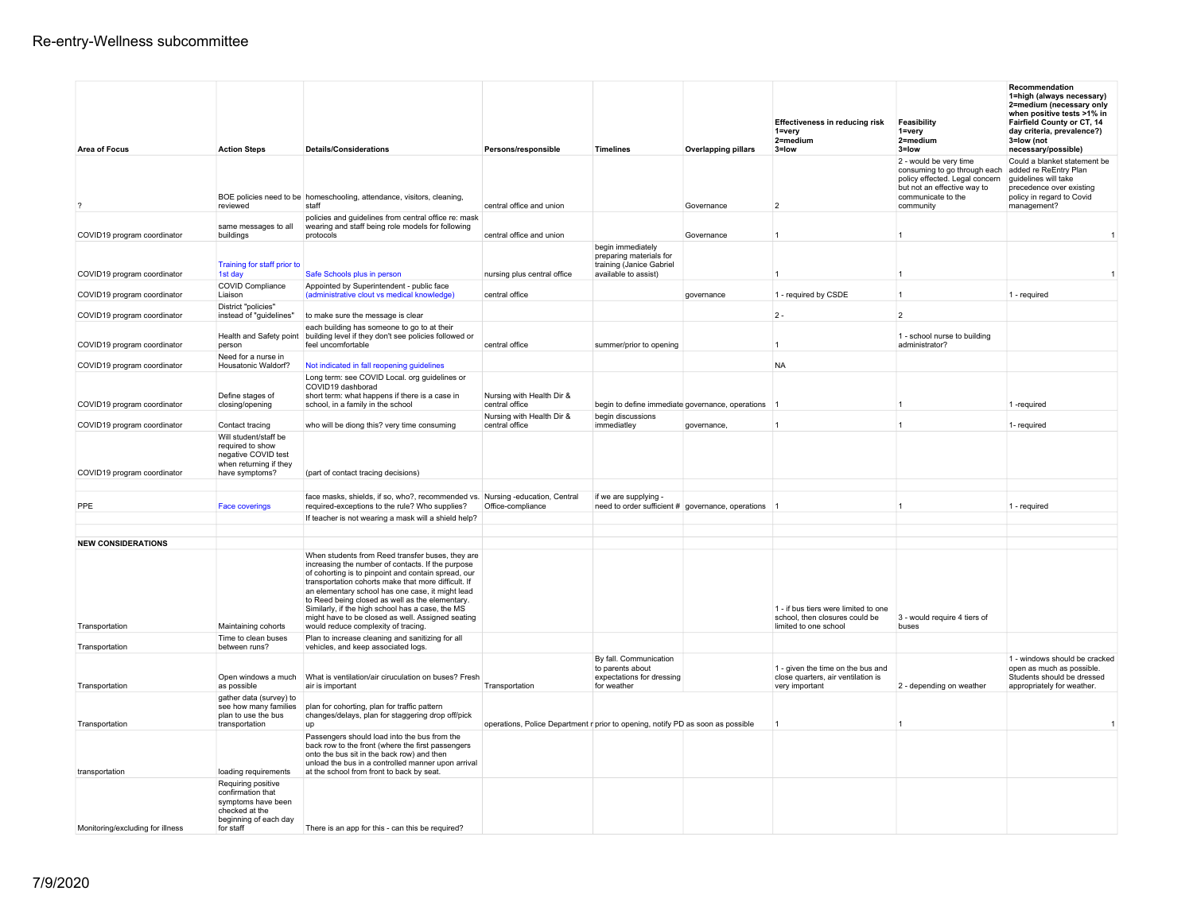# Re-entry-Wellness subcommittee

| Area of Focus | Action Steps | Details/Considerations | Persons/responsible | Timelines | Overlapping pillars | Effectiveness in reducing risk 1=very 2=medium 3=low | Feasibility 1=very 2=medium 3=low | Recommendation 1=high (always necessary) 2=medium (necessary only when positive tests >1% in Fairfield County or CT, 14 day criteria, prevalence?) 3=low (not necessary/possible) |
|---|---|---|---|---|---|---|---|---|
| ? | BOE policies need to be reviewed | homeschooling, attendance, visitors, cleaning, staff | central office and union | | Governance | 2 | 2 - would be very time consuming to go through each policy effected. Legal concern but not an effective way to communicate to the community | Could a blanket statement be added re ReEntry Plan guidelines will take precedence over existing policy in regard to Covid management? |
| COVID19 program coordinator | same messages to all buildings | policies and guidelines from central office re: mask wearing and staff being role models for following protocols | central office and union | | Governance | 1 | 1 | 1 |
| COVID19 program coordinator | Training for staff prior to 1st day | Safe Schools plus in person | nursing plus central office | begin immediately preparing materials for training (Janice Gabriel available to assist) | | 1 | 1 | 1 |
| COVID19 program coordinator | COVID Compliance Liaison | Appointed by Superintendent - public face (administrative clout vs medical knowledge) | central office | | governance | 1 - required by CSDE | 1 | 1 - required |
| COVID19 program coordinator | District "policies" instead of "guidelines" | to make sure the message is clear | | | | 2 - | 2 | |
| COVID19 program coordinator | Health and Safety point person | each building has someone to go to at their building level if they don't see policies followed or feel uncomfortable | central office | summer/prior to opening | | 1 | 1 - school nurse to building administrator? | |
| COVID19 program coordinator | Need for a nurse in Housatonic Waldorf? | Not indicated in fall reopening guidelines | | | | NA | | |
| COVID19 program coordinator | Define stages of closing/opening | Long term: see COVID Local. org guidelines or COVID19 dashborad short term: what happens if there is a case in school, in a family in the school | Nursing with Health Dir & central office | begin to define immediate | governance, operations | 1 | 1 | 1 -required |
| COVID19 program coordinator | Contact tracing | who will be diong this? very time consuming | Nursing with Health Dir & central office | begin discussions immediatley | governance, | 1 | 1 | 1- required |
| COVID19 program coordinator | Will student/staff be required to show negative COVID test when returning if they have symptoms? | (part of contact tracing decisions) | | | | | | |
| | | | | | | | | |
| PPE | Face coverings | face masks, shields, if so, who?, recommended vs. required-exceptions to the rule? Who supplies? | Nursing -education, Central Office-compliance | if we are supplying - need to order sufficient # | governance, operations | 1 | 1 | 1 - required |
| | | If teacher is not wearing a mask will a shield help? | | | | | | |
| | | | | | | | | |
| **NEW CONSIDERATIONS** | | | | | | | | |
| Transportation | Maintaining cohorts | When students from Reed transfer buses, they are increasing the number of contacts. If the purpose of cohorting is to pinpoint and contain spread, our transportation cohorts make that more difficult. If an elementary school has one case, it might lead to Reed being closed as well as the elementary. Similarly, if the high school has a case, the MS might have to be closed as well. Assigned seating would reduce complexity of tracing. | | | | 1 - if bus tiers were limited to one school, then closures could be limited to one school | 3 - would require 4 tiers of buses | |
| Transportation | Time to clean buses between runs? | Plan to increase cleaning and sanitizing for all vehicles, and keep associated logs. | | | | | | |
| Transportation | Open windows a much as possible | What is ventilation/air ciruculation on buses? Fresh air is important | Transportation | By fall. Communication to parents about expectations for dressing for weather | | 1 - given the time on the bus and close quarters, air ventilation is very important | 2 - depending on weather | 1 - windows should be cracked open as much as possible. Students should be dressed appropriately for weather. |
| Transportation | gather data (survey) to see how many families plan to use the bus transportation | plan for cohorting, plan for traffic pattern changes/delays, plan for staggering drop off/pick up | operations, Police Department r | prior to opening, notify PD as soon as possible | | 1 | 1 | 1 |
| transportation | loading requirements | Passengers should load into the bus from the back row to the front (where the first passengers onto the bus sit in the back row) and then unload the bus in a controlled manner upon arrival at the school from front to back by seat. | | | | | | |
| Monitoring/excluding for illness | Requiring positive confirmation that symptoms have been checked at the beginning of each day for staff | There is an app for this - can this be required? | | | | | | |

7/9/2020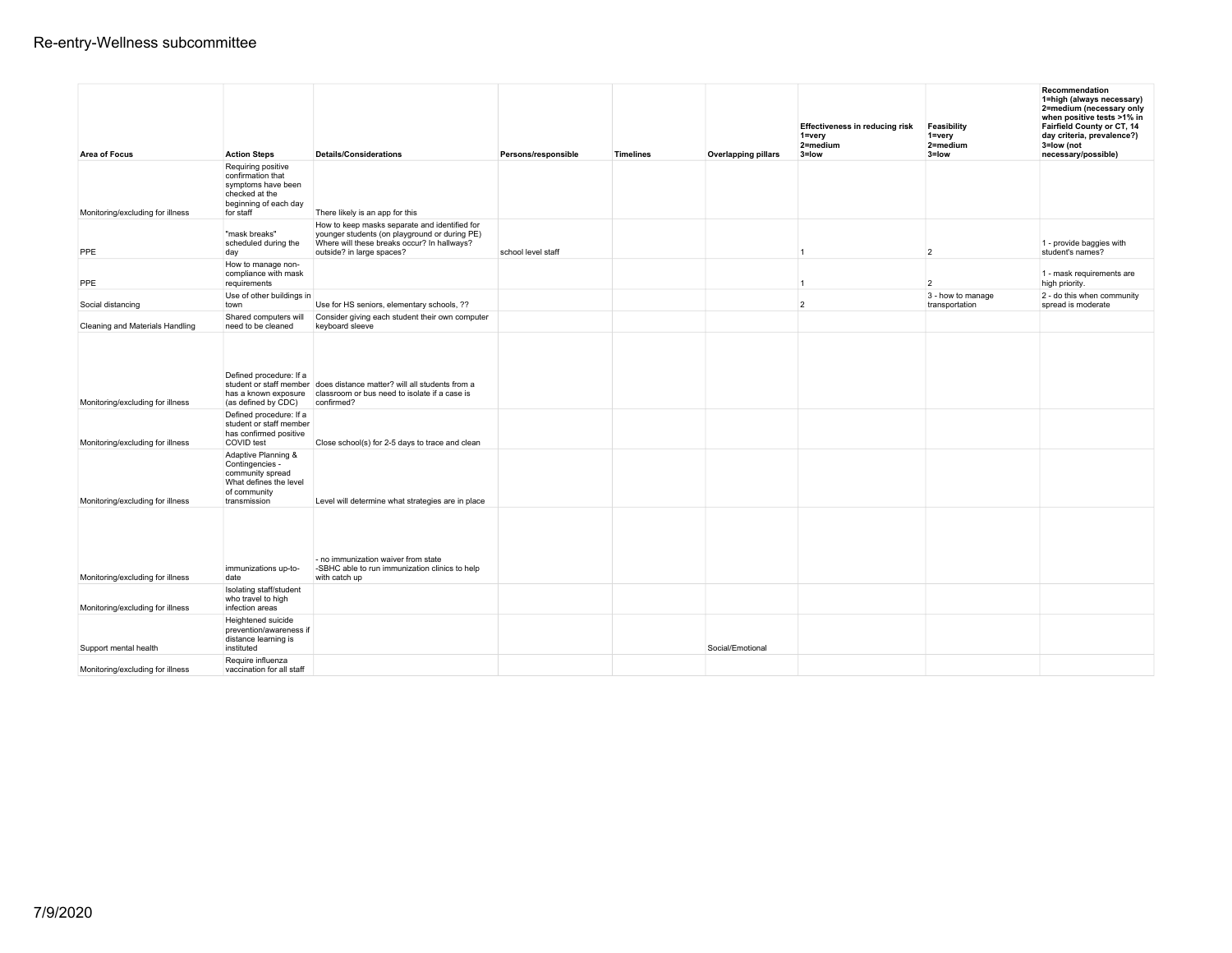# Re-entry-Wellness subcommittee

| Area of Focus | Action Steps | Details/Considerations | Persons/responsible | Timelines | Overlapping pillars | Effectiveness in reducing risk 1=very 2=medium 3=low | Feasibility 1=very 2=medium 3=low | Recommendation 1=high (always necessary) 2=medium (necessary only when positive tests >1% in Fairfield County or CT, 14 day criteria, prevalence?) 3=low (not necessary/possible) |
|---|---|---|---|---|---|---|---|---|
| Monitoring/excluding for illness | Requiring positive confirmation that symptoms have been checked at the beginning of each day for staff | There likely is an app for this | | | | | | |
| PPE | "mask breaks" scheduled during the day | How to keep masks separate and identified for younger students (on playground or during PE) Where will these breaks occur? In hallways? outside? in large spaces? | school level staff | | | 1 | 2 | 1 - provide baggies with student's names? |
| PPE | How to manage non-compliance with mask requirements | | | | | 1 | 2 | 1 - mask requirements are high priority. |
| Social distancing | Use of other buildings in town | Use for HS seniors, elementary schools, ?? | | | | 2 | 3 - how to manage transportation | 2 - do this when community spread is moderate |
| Cleaning and Materials Handling | Shared computers will need to be cleaned | Consider giving each student their own computer keyboard sleeve | | | | | | |
| Monitoring/excluding for illness | Defined procedure: If a student or staff member has a known exposure (as defined by CDC) | does distance matter? will all students from a classroom or bus need to isolate if a case is confirmed? | | | | | | |
| Monitoring/excluding for illness | Defined procedure: If a student or staff member has confirmed positive COVID test | Close school(s) for 2-5 days to trace and clean | | | | | | |
| Monitoring/excluding for illness | Adaptive Planning & Contingencies - community spread What defines the level of community transmission | Level will determine what strategies are in place | | | | | | |
| Monitoring/excluding for illness | immunizations up-to-date | - no immunization waiver from state<br>-SBHC able to run immunization clinics to help with catch up | | | | | | |
| Monitoring/excluding for illness | Isolating staff/student who travel to high infection areas | | | | | | | |
| Support mental health | Heightened suicide prevention/awareness if distance learning is instituted | | | | Social/Emotional | | | |
| Monitoring/excluding for illness | Require influenza vaccination for all staff | | | | | | | |

7/9/2020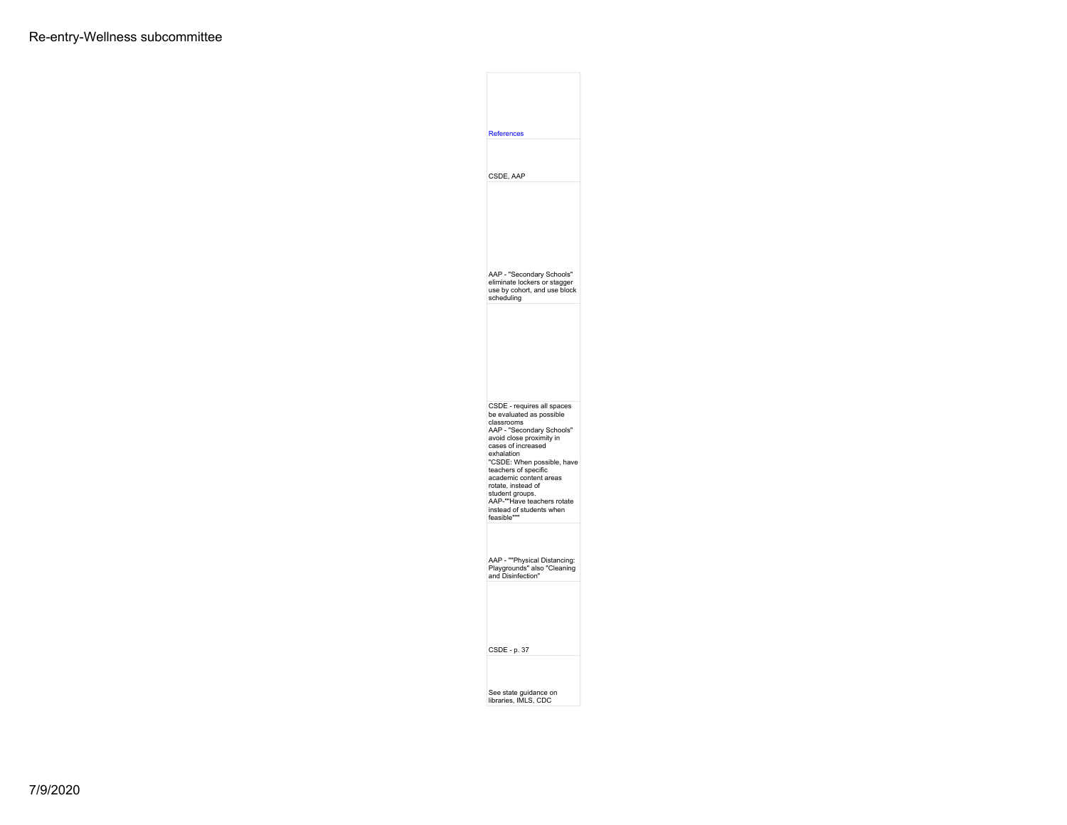| References |
| --- |
| CSDE, AAP |
| AAP - "Secondary Schools" eliminate lockers or stagger use by cohort, and use block scheduling |
| CSDE - requires all spaces be evaluated as possible classrooms<br>AAP - "Secondary Schools" avoid close proximity in cases of increased exhalation<br>"CSDE: When possible, have teachers of specific academic content areas rotate, instead of student groups.<br>AAP-""Have teachers rotate instead of students when feasible""" |
| AAP - ""Physical Distancing: Playgrounds" also "Cleaning and Disinfection" |
| CSDE - p. 37 |
| See state guidance on libraries, IMLS, CDC |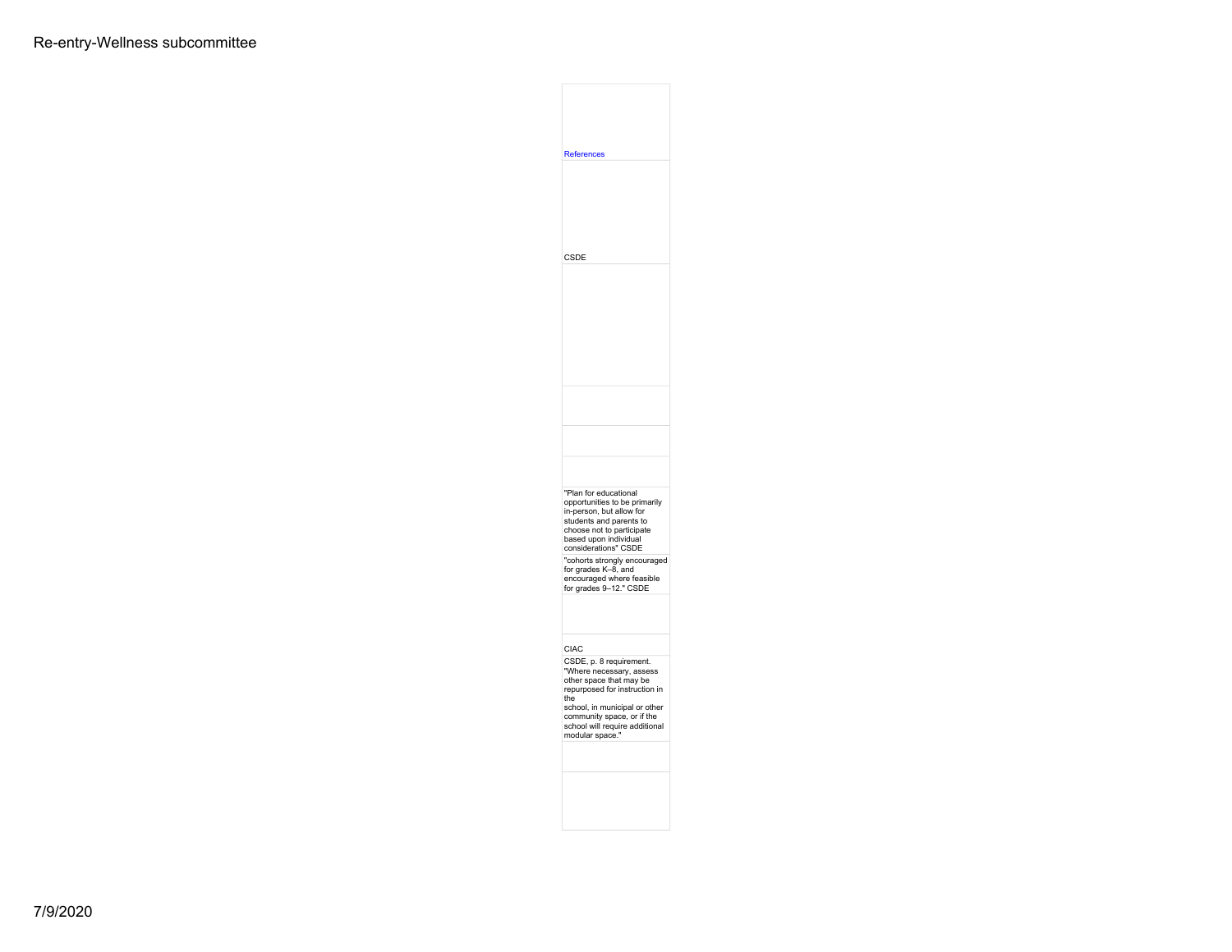| References |
| --- |
| CSDE |
| |
| |
| |
| |
| "Plan for educational opportunities to be primarily in-person, but allow for students and parents to choose not to participate based upon individual considerations" CSDE |
| "cohorts strongly encouraged for grades K–8, and encouraged where feasible for grades 9–12." CSDE |
| |
| CIAC |
| CSDE, p. 8 requirement. "Where necessary, assess other space that may be repurposed for instruction in the school, in municipal or other community space, or if the school will require additional modular space." |
| |
| |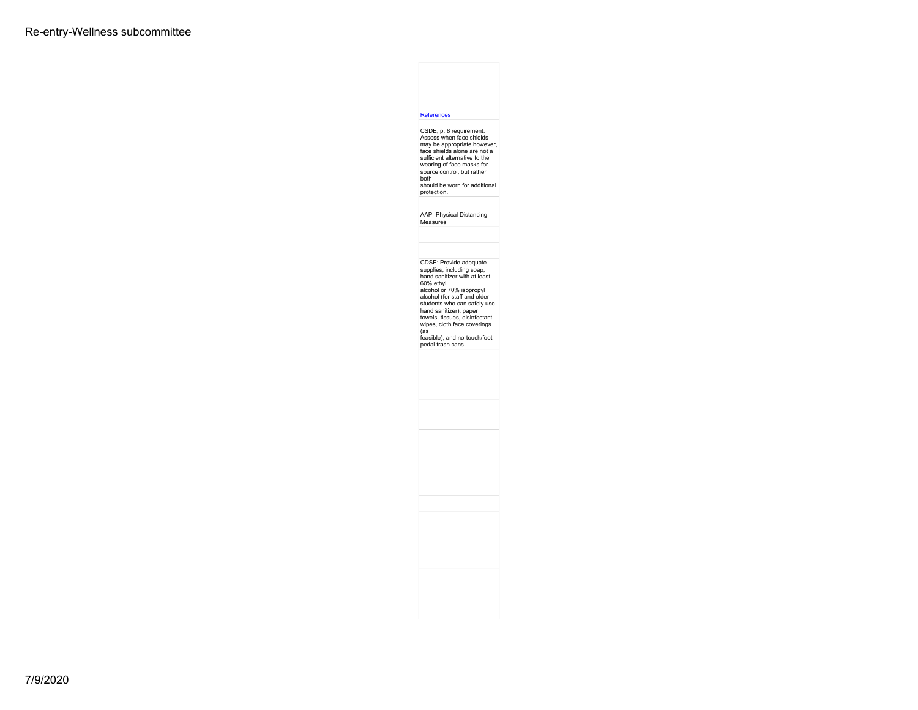| References |
|---|
| CSDE, p. 8 requirement. Assess when face shields may be appropriate however, face shields alone are not a sufficient alternative to the wearing of face masks for source control, but rather both should be worn for additional protection. |
| AAP- Physical Distancing Measures |
| |
| |
| CDSE: Provide adequate supplies, including soap, hand sanitizer with at least 60% ethyl alcohol or 70% isopropyl alcohol (for staff and older students who can safely use hand sanitizer), paper towels, tissues, disinfectant wipes, cloth face coverings (as feasible), and no-touch/foot-pedal trash cans. |
| |
| |
| |
| |
| |
| |
| |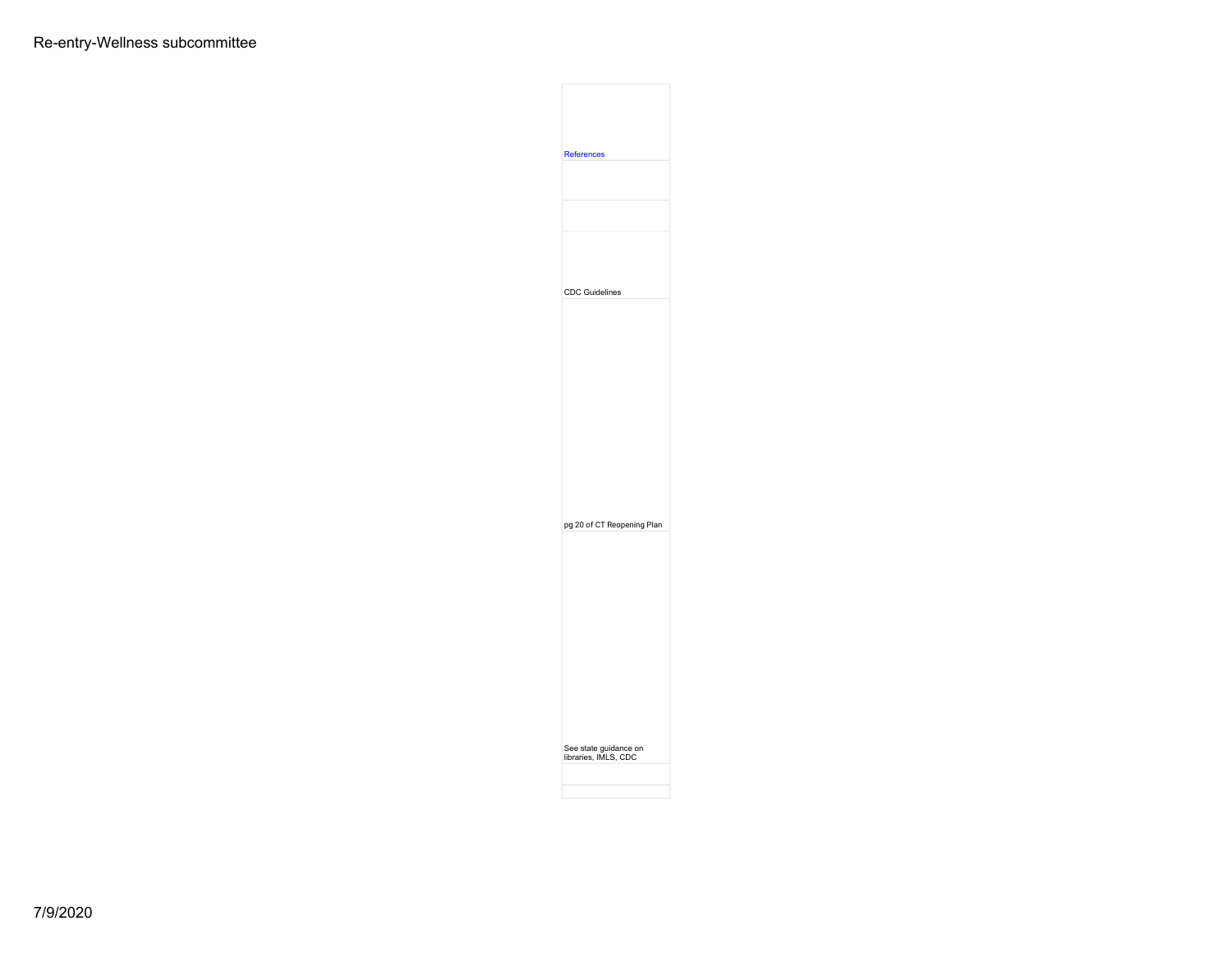| References |
| --- |
| |
| |
| CDC Guidelines |
| pg 20 of CT Reopening Plan |
| See state guidance on libraries, IMLS, CDC |
| |
| |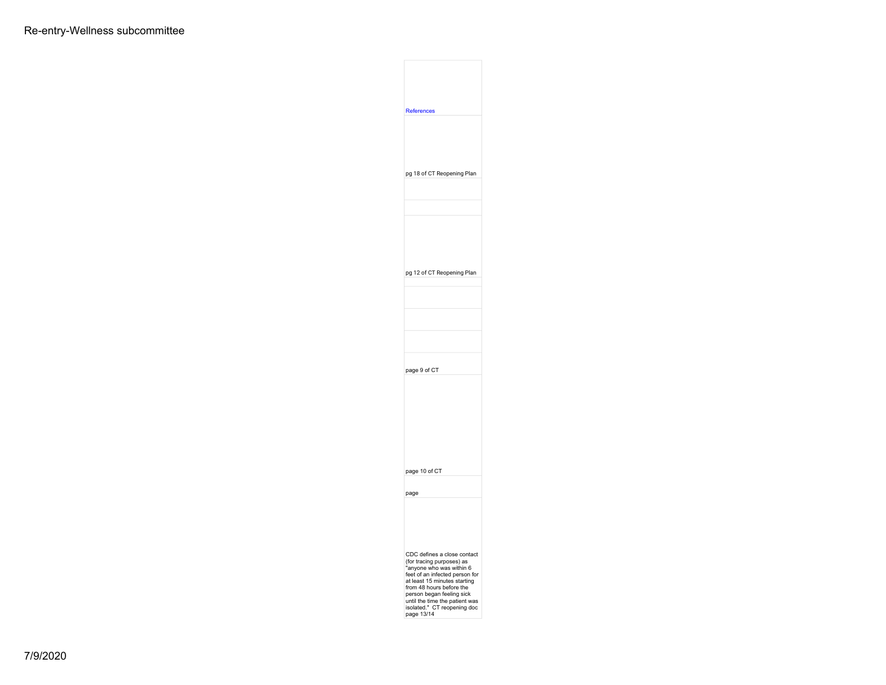| References |
| --- |
| pg 18 of CT Reopening Plan |
| |
| |
| pg 12 of CT Reopening Plan |
| |
| |
| |
| |
| page 9 of CT |
| page 10 of CT |
| page |
| CDC defines a close contact (for tracing purposes) as "anyone who was within 6 feet of an infected person for at least 15 minutes starting from 48 hours before the person began feeling sick until the time the patient was isolated." CT reopening doc page 13/14 |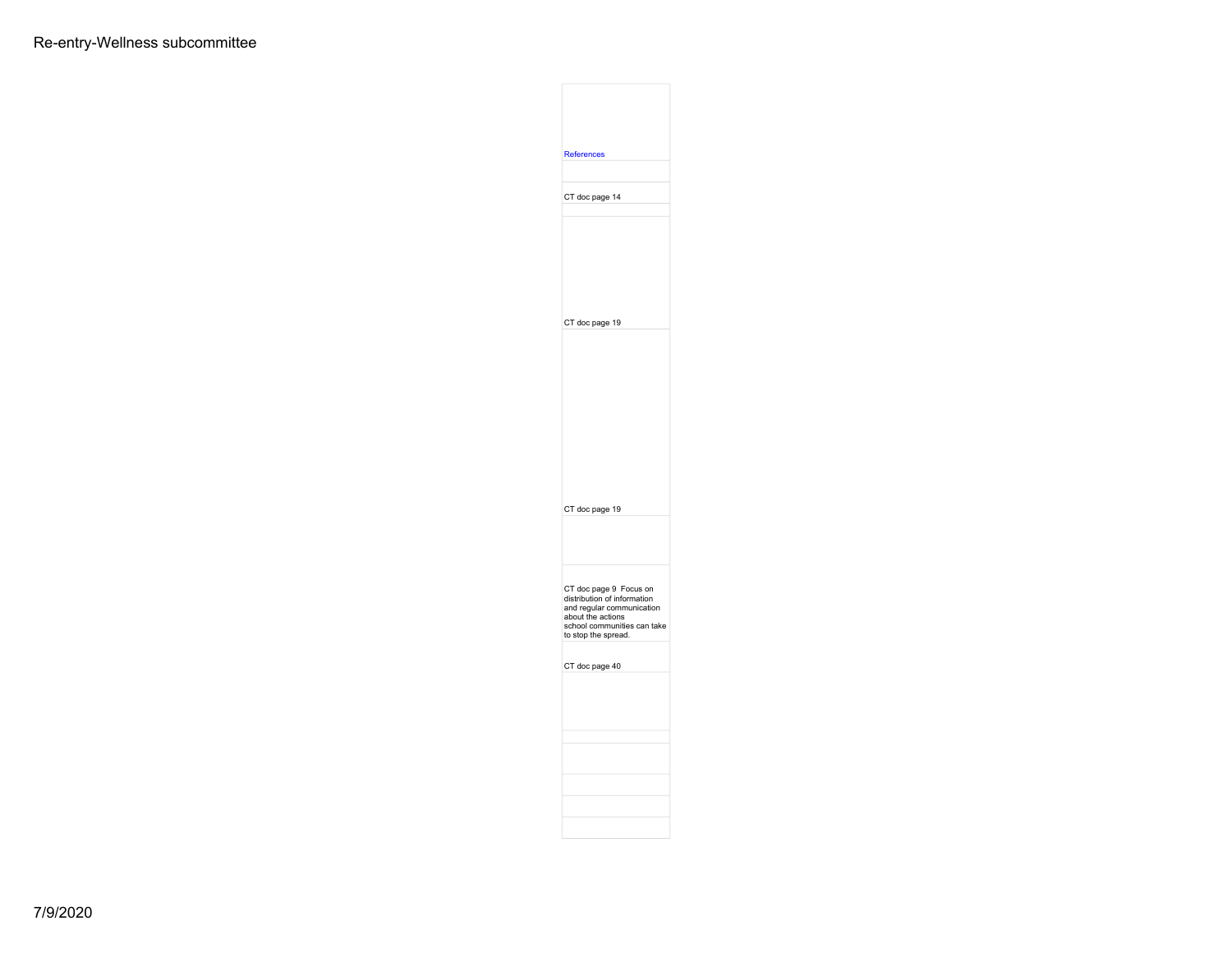| References |
| --- |
| |
| CT doc page 14 |
| |
| CT doc page 19 |
| CT doc page 19 |
| |
| CT doc page 9 Focus on distribution of information and regular communication about the actions school communities can take to stop the spread. |
| CT doc page 40 |
| |
| |
| |
| |
| |
| |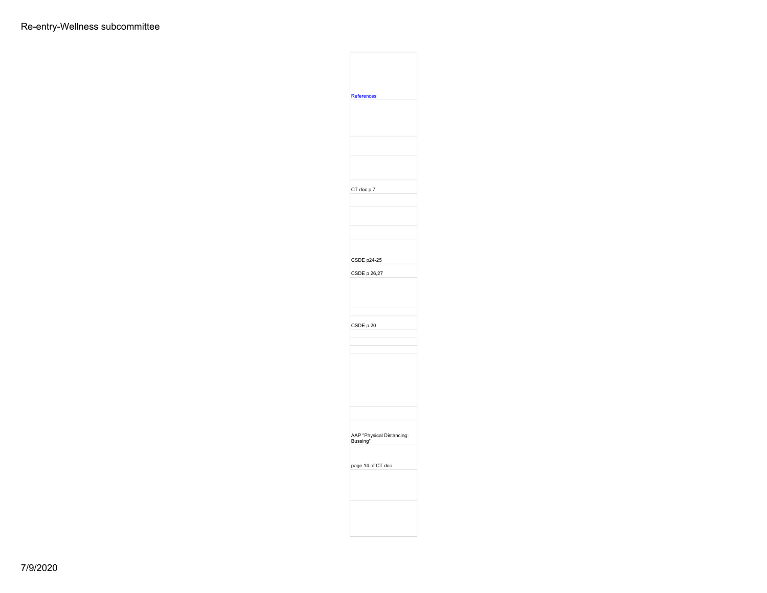| References |
| --- |
| |
| |
| |
| CT doc p 7 |
| |
| |
| |
| CSDE p24-25 |
| CSDE p 26,27 |
| |
| |
| CSDE p 20 |
| |
| |
| |
| |
| |
| AAP "Physical Distancing: Bussing" |
| page 14 of CT doc |
| |
| |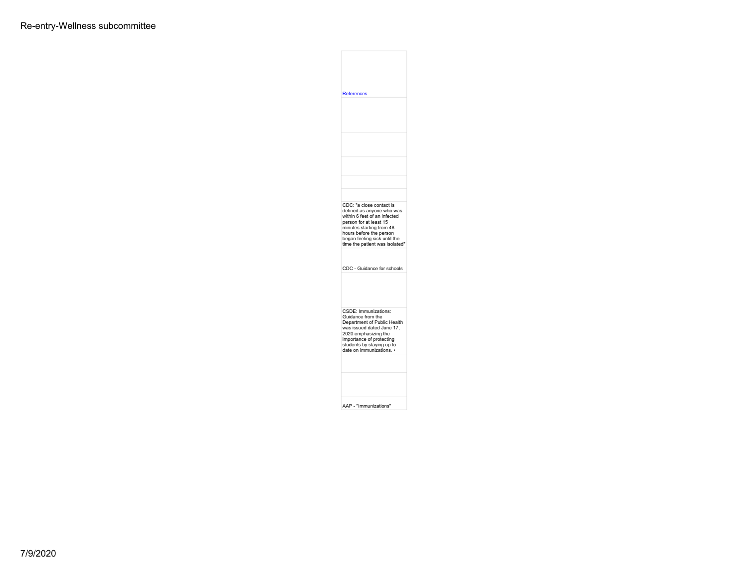| References |
| --- |
| |
| |
| |
| |
| |
| CDC: "a close contact is defined as anyone who was within 6 feet of an infected person for at least 15 minutes starting from 48 hours before the person began feeling sick until the time the patient was isolated" |
| CDC - Guidance for schools |
| |
| CSDE: Immunizations: Guidance from the Department of Public Health was issued dated June 17, 2020 emphasizing the importance of protecting students by staying up to date on immunizations. • |
| |
| |
| AAP - "Immunizations" |